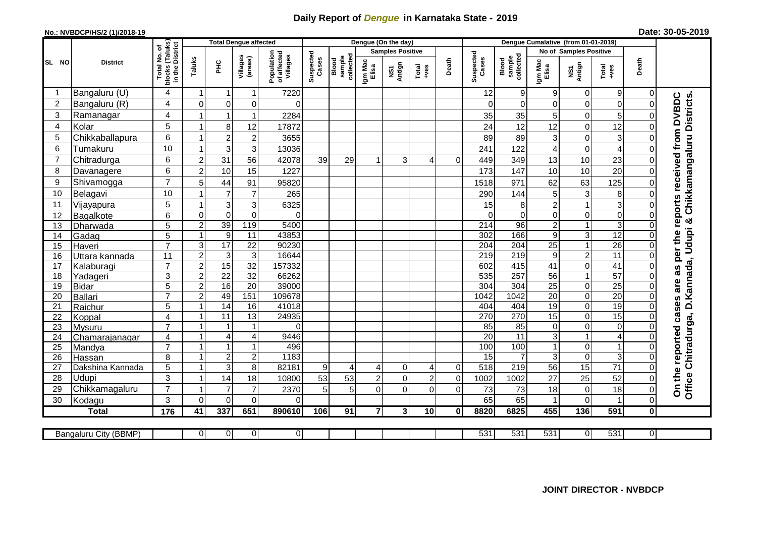# Daily Report of *Dengue* in Karnataka State - 2019

**No.: NVBDCP/HS/2 (1)/2018-19**

**Date: 30-05-2019**

| SL NO | District | Total No. of blocks (Taluks) in the District | Total Dengue affected | | | | Dengue (On the day) | | | | | | | Dengue Cumalative (from 01-01-2019) | | | | | | | |
|---|---|---|---|---|---|---|---|---|---|---|---|---|---|---|---|---|---|---|---|---|
| | | | Taluks | PHC | Villages (areas) | Population of affected Villages | Suspected Cases | Blood sample collected | Samples Positive | | | Death | Suspected Cases | Blood sample collected | No of Samples Positive | | | Death | |
| | | | | | | | | | Igm Mac Elisa | NS1 Antign | Total +ves | | | | Igm Mac Elisa | NS1 Antign | Total +ves | | |
| 1 | Bangaluru (U) | 4 | 1 | 1 | 1 | 7220 | | | | | | | 12 | 9 | 9 | 0 | 9 | 0 | On the reported cases are as per the reports received from DVBDC Office Chitradurga, D.Kannada, Udupi & Chikkamangaluru Districts. |
| 2 | Bangaluru (R) | 4 | 0 | 0 | 0 | 0 | | | | | | | 0 | 0 | 0 | 0 | 0 | 0 | |
| 3 | Ramanagar | 4 | 1 | 1 | 1 | 2284 | | | | | | | 35 | 35 | 5 | 0 | 5 | 0 | |
| 4 | Kolar | 5 | 1 | 8 | 12 | 17872 | | | | | | | 24 | 12 | 12 | 0 | 12 | 0 | |
| 5 | Chikkaballapura | 6 | 1 | 2 | 2 | 3655 | | | | | | | 89 | 89 | 3 | 0 | 3 | 0 | |
| 6 | Tumakuru | 10 | 1 | 3 | 3 | 13036 | | | | | | | 241 | 122 | 4 | 0 | 4 | 0 | |
| 7 | Chitradurga | 6 | 2 | 31 | 56 | 42078 | 39 | 29 | 1 | 3 | 4 | 0 | 449 | 349 | 13 | 10 | 23 | 0 | |
| 8 | Davanagere | 6 | 2 | 10 | 15 | 1227 | | | | | | | 173 | 147 | 10 | 10 | 20 | 0 | |
| 9 | Shivamogga | 7 | 5 | 44 | 91 | 95820 | | | | | | | 1518 | 971 | 62 | 63 | 125 | 0 | |
| 10 | Belagavi | 10 | 1 | 7 | 7 | 265 | | | | | | | 290 | 144 | 5 | 3 | 8 | 0 | |
| 11 | Vijayapura | 5 | 1 | 3 | 3 | 6325 | | | | | | | 15 | 8 | 2 | 1 | 3 | 0 | |
| 12 | Bagalkote | 6 | 0 | 0 | 0 | 0 | | | | | | | 0 | 0 | 0 | 0 | 0 | 0 | |
| 13 | Dharwada | 5 | 2 | 39 | 119 | 5400 | | | | | | | 214 | 96 | 2 | 1 | 3 | 0 | |
| 14 | Gadag | 5 | 1 | 9 | 11 | 43853 | | | | | | | 302 | 166 | 9 | 3 | 12 | 0 | |
| 15 | Haveri | 7 | 3 | 17 | 22 | 90230 | | | | | | | 204 | 204 | 25 | 1 | 26 | 0 | |
| 16 | Uttara kannada | 11 | 2 | 3 | 3 | 16644 | | | | | | | 219 | 219 | 9 | 2 | 11 | 0 | |
| 17 | Kalaburagi | 7 | 2 | 15 | 32 | 157332 | | | | | | | 602 | 415 | 41 | 0 | 41 | 0 | |
| 18 | Yadageri | 3 | 2 | 22 | 32 | 66262 | | | | | | | 535 | 257 | 56 | 1 | 57 | 0 | |
| 19 | Bidar | 5 | 2 | 16 | 20 | 39000 | | | | | | | 304 | 304 | 25 | 0 | 25 | 0 | |
| 20 | Ballari | 7 | 2 | 49 | 151 | 109678 | | | | | | | 1042 | 1042 | 20 | 0 | 20 | 0 | |
| 21 | Raichur | 5 | 1 | 14 | 16 | 41018 | | | | | | | 404 | 404 | 19 | 0 | 19 | 0 | |
| 22 | Koppal | 4 | 1 | 11 | 13 | 24935 | | | | | | | 270 | 270 | 15 | 0 | 15 | 0 | |
| 23 | Mysuru | 7 | 1 | 1 | 1 | 0 | | | | | | | 85 | 85 | 0 | 0 | 0 | 0 | |
| 24 | Chamarajanagar | 4 | 1 | 4 | 4 | 9446 | | | | | | | 20 | 11 | 3 | 1 | 4 | 0 | |
| 25 | Mandya | 7 | 1 | 1 | 1 | 496 | | | | | | | 100 | 100 | 1 | 0 | 1 | 0 | |
| 26 | Hassan | 8 | 1 | 2 | 2 | 1183 | | | | | | | 15 | 7 | 3 | 0 | 3 | 0 | |
| 27 | Dakshina Kannada | 5 | 1 | 3 | 8 | 82181 | 9 | 4 | 4 | 0 | 4 | 0 | 518 | 219 | 56 | 15 | 71 | 0 | |
| 28 | Udupi | 3 | 1 | 14 | 18 | 10800 | 53 | 53 | 2 | 0 | 2 | 0 | 1002 | 1002 | 27 | 25 | 52 | 0 | |
| 29 | Chikkamagaluru | 7 | 1 | 7 | 7 | 2370 | 5 | 5 | 0 | 0 | 0 | 0 | 73 | 73 | 18 | 0 | 18 | 0 | |
| 30 | Kodagu | 3 | 0 | 0 | 0 | 0 | | | | | | | 65 | 65 | 1 | 0 | 1 | 0 | |
| | **Total** | **176** | **41** | **337** | **651** | **890610** | **106** | **91** | **7** | **3** | **10** | **0** | **8820** | **6825** | **455** | **136** | **591** | **0** | |

| Bangaluru City (BBMP) | | 0 | 0 | 0 | 0 | | | | | | | 531 | 531 | 531 | 0 | 531 | 0 |
|---|---|---|---|---|---|---|---|---|---|---|---|---|---|---|---|---|---|

**JOINT DIRECTOR - NVBDCP**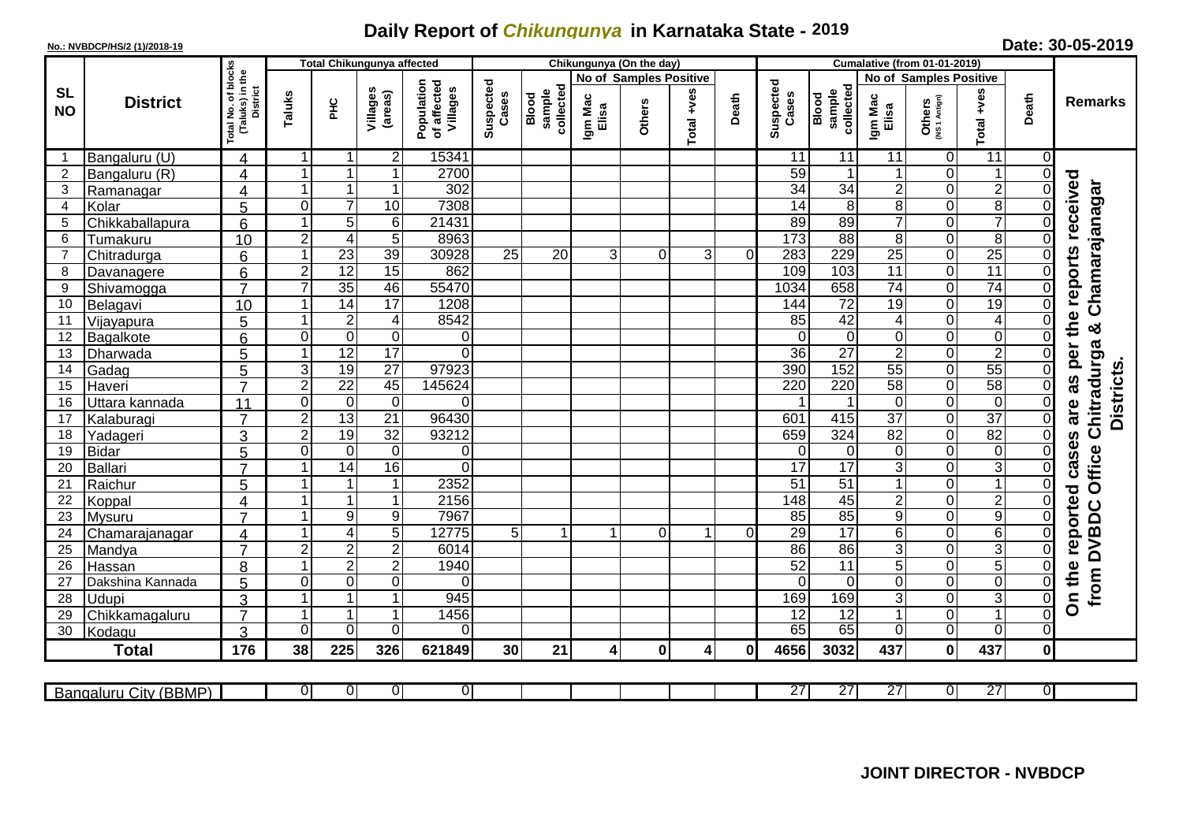# Daily Report of *Chikungunya* in Karnataka State - 2019

**No.: NVBDCP/HS/2 (1)/2018-19**

**Date: 30-05-2019**

| SL NO | District | Total No. of blocks (Taluks) in the District | Total Chikungunya affected | | | | Chikungunya (On the day) | | | | | | Cumalative (from 01-01-2019) | | | | | | Remarks |
|---|---|---|---|---|---|---|---|---|---|---|---|---|---|---|---|---|---|---|---|
| | | | | | | | | | No of Samples Positive | | | | | | No of Samples Positive | | | | |
| | | | Taluks | PHC | Villages (areas) | Population of affected Villages | Suspected Cases | Blood sample collected | Igm Mac Elisa | Others | Total +ves | Death | Suspected Cases | Blood sample collected | Igm Mac Elisa | Others (NS1 Antign) | Total +ves | Death | |
| 1 | Bangaluru (U) | 4 | 1 | 1 | 2 | 15341 | | | | | | | 11 | 11 | 11 | 0 | 11 | 0 | On the reported cases are as per the reports received from DVBDC Office Chitradurga & Chamarajanagar Districts. |
| 2 | Bangaluru (R) | 4 | 1 | 1 | 1 | 2700 | | | | | | | 59 | 1 | 1 | 0 | 1 | 0 | |
| 3 | Ramanagar | 4 | 1 | 1 | 1 | 302 | | | | | | | 34 | 34 | 2 | 0 | 2 | 0 | |
| 4 | Kolar | 5 | 0 | 7 | 10 | 7308 | | | | | | | 14 | 8 | 8 | 0 | 8 | 0 | |
| 5 | Chikkaballapura | 6 | 1 | 5 | 6 | 21431 | | | | | | | 89 | 89 | 7 | 0 | 7 | 0 | |
| 6 | Tumakuru | 10 | 2 | 4 | 5 | 8963 | | | | | | | 173 | 88 | 8 | 0 | 8 | 0 | |
| 7 | Chitradurga | 6 | 1 | 23 | 39 | 30928 | 25 | 20 | 3 | 0 | 3 | 0 | 283 | 229 | 25 | 0 | 25 | 0 | |
| 8 | Davanagere | 6 | 2 | 12 | 15 | 862 | | | | | | | 109 | 103 | 11 | 0 | 11 | 0 | |
| 9 | Shivamogga | 7 | 7 | 35 | 46 | 55470 | | | | | | | 1034 | 658 | 74 | 0 | 74 | 0 | |
| 10 | Belagavi | 10 | 1 | 14 | 17 | 1208 | | | | | | | 144 | 72 | 19 | 0 | 19 | 0 | |
| 11 | Vijayapura | 5 | 1 | 2 | 4 | 8542 | | | | | | | 85 | 42 | 4 | 0 | 4 | 0 | |
| 12 | Bagalkote | 6 | 0 | 0 | 0 | 0 | | | | | | | 0 | 0 | 0 | 0 | 0 | 0 | |
| 13 | Dharwada | 5 | 1 | 12 | 17 | 0 | | | | | | | 36 | 27 | 2 | 0 | 2 | 0 | |
| 14 | Gadag | 5 | 3 | 19 | 27 | 97923 | | | | | | | 390 | 152 | 55 | 0 | 55 | 0 | |
| 15 | Haveri | 7 | 2 | 22 | 45 | 145624 | | | | | | | 220 | 220 | 58 | 0 | 58 | 0 | |
| 16 | Uttara kannada | 11 | 0 | 0 | 0 | 0 | | | | | | | 1 | 1 | 0 | 0 | 0 | 0 | |
| 17 | Kalaburagi | 7 | 2 | 13 | 21 | 96430 | | | | | | | 601 | 415 | 37 | 0 | 37 | 0 | |
| 18 | Yadageri | 3 | 2 | 19 | 32 | 93212 | | | | | | | 659 | 324 | 82 | 0 | 82 | 0 | |
| 19 | Bidar | 5 | 0 | 0 | 0 | 0 | | | | | | | 0 | 0 | 0 | 0 | 0 | 0 | |
| 20 | Ballari | 7 | 1 | 14 | 16 | 0 | | | | | | | 17 | 17 | 3 | 0 | 3 | 0 | |
| 21 | Raichur | 5 | 1 | 1 | 1 | 2352 | | | | | | | 51 | 51 | 1 | 0 | 1 | 0 | |
| 22 | Koppal | 4 | 1 | 1 | 1 | 2156 | | | | | | | 148 | 45 | 2 | 0 | 2 | 0 | |
| 23 | Mysuru | 7 | 1 | 9 | 9 | 7967 | | | | | | | 85 | 85 | 9 | 0 | 9 | 0 | |
| 24 | Chamarajanagar | 4 | 1 | 4 | 5 | 12775 | 5 | 1 | 1 | 0 | 1 | 0 | 29 | 17 | 6 | 0 | 6 | 0 | |
| 25 | Mandya | 7 | 2 | 2 | 2 | 6014 | | | | | | | 86 | 86 | 3 | 0 | 3 | 0 | |
| 26 | Hassan | 8 | 1 | 2 | 2 | 1940 | | | | | | | 52 | 11 | 5 | 0 | 5 | 0 | |
| 27 | Dakshina Kannada | 5 | 0 | 0 | 0 | 0 | | | | | | | 0 | 0 | 0 | 0 | 0 | 0 | |
| 28 | Udupi | 3 | 1 | 1 | 1 | 945 | | | | | | | 169 | 169 | 3 | 0 | 3 | 0 | |
| 29 | Chikkamagaluru | 7 | 1 | 1 | 1 | 1456 | | | | | | | 12 | 12 | 1 | 0 | 1 | 0 | |
| 30 | Kodagu | 3 | 0 | 0 | 0 | 0 | | | | | | | 65 | 65 | 0 | 0 | 0 | 0 | |
| | **Total** | **176** | **38** | **225** | **326** | **621849** | **30** | **21** | **4** | **0** | **4** | **0** | **4656** | **3032** | **437** | **0** | **437** | **0** | |

| | | | | | | | | | | | | | | | | | | |
|---|---|---|---|---|---|---|---|---|---|---|---|---|---|---|---|---|---|---|
| Bangaluru City (BBMP) | | 0 | 0 | 0 | 0 | | | | | | | 27 | 27 | 27 | 0 | 27 | 0 | |

**JOINT DIRECTOR - NVBDCP**